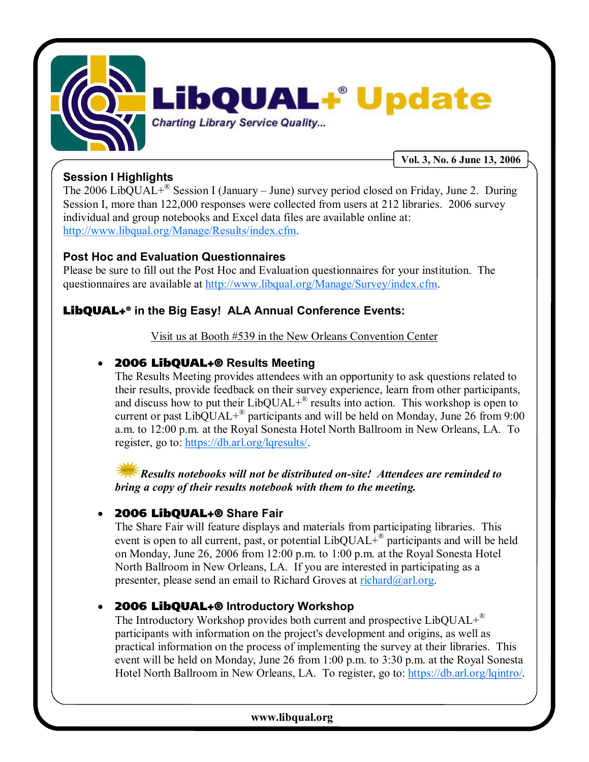# LibQUAL+® Update

*Charting Library Service Quality...*

**Vol. 3, No. 6 June 13, 2006**

### Session I Highlights

The 2006 LibQUAL+® Session I (January – June) survey period closed on Friday, June 2. During Session I, more than 122,000 responses were collected from users at 212 libraries. 2006 survey individual and group notebooks and Excel data files are available online at: http://www.libqual.org/Manage/Results/index.cfm.

### Post Hoc and Evaluation Questionnaires

Please be sure to fill out the Post Hoc and Evaluation questionnaires for your institution. The questionnaires are available at http://www.libqual.org/Manage/Survey/index.cfm.

### LibQUAL+® in the Big Easy! ALA Annual Conference Events:

Visit us at Booth #539 in the New Orleans Convention Center

- **2006 LibQUAL+® Results Meeting**
  The Results Meeting provides attendees with an opportunity to ask questions related to their results, provide feedback on their survey experience, learn from other participants, and discuss how to put their LibQUAL+® results into action. This workshop is open to current or past LibQUAL+® participants and will be held on Monday, June 26 from 9:00 a.m. to 12:00 p.m. at the Royal Sonesta Hotel North Ballroom in New Orleans, LA. To register, go to: https://db.arl.org/lqresults/.

  NOTE! ***Results notebooks will not be distributed on-site! Attendees are reminded to bring a copy of their results notebook with them to the meeting.***

- **2006 LibQUAL+® Share Fair**
  The Share Fair will feature displays and materials from participating libraries. This event is open to all current, past, or potential LibQUAL+® participants and will be held on Monday, June 26, 2006 from 12:00 p.m. to 1:00 p.m. at the Royal Sonesta Hotel North Ballroom in New Orleans, LA. If you are interested in participating as a presenter, please send an email to Richard Groves at richard@arl.org.

- **2006 LibQUAL+® Introductory Workshop**
  The Introductory Workshop provides both current and prospective LibQUAL+® participants with information on the project's development and origins, as well as practical information on the process of implementing the survey at their libraries. This event will be held on Monday, June 26 from 1:00 p.m. to 3:30 p.m. at the Royal Sonesta Hotel North Ballroom in New Orleans, LA. To register, go to: https://db.arl.org/lqintro/.

www.libqual.org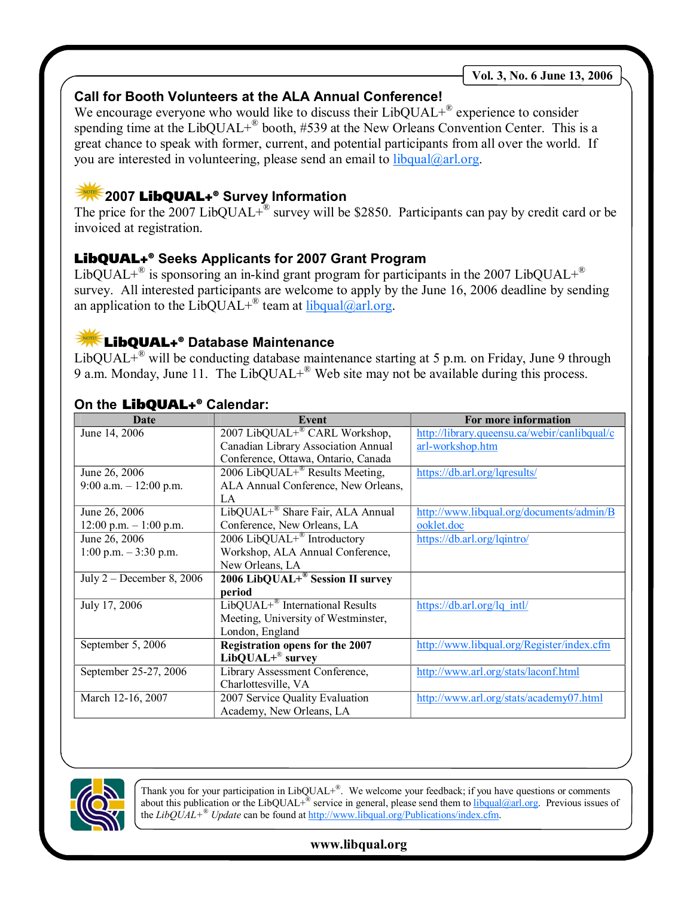## Call for Booth Volunteers at the ALA Annual Conference!

We encourage everyone who would like to discuss their LibQUAL+® experience to consider spending time at the LibQUAL+® booth, #539 at the New Orleans Convention Center. This is a great chance to speak with former, current, and potential participants from all over the world. If you are interested in volunteering, please send an email to libqual@arl.org.

## 2007 LibQUAL+® Survey Information

The price for the 2007 LibQUAL+® survey will be $2850. Participants can pay by credit card or be invoiced at registration.

## LibQUAL+® Seeks Applicants for 2007 Grant Program

LibQUAL+® is sponsoring an in-kind grant program for participants in the 2007 LibQUAL+® survey. All interested participants are welcome to apply by the June 16, 2006 deadline by sending an application to the LibQUAL+® team at libqual@arl.org.

## LibQUAL+® Database Maintenance

LibQUAL+® will be conducting database maintenance starting at 5 p.m. on Friday, June 9 through 9 a.m. Monday, June 11. The LibQUAL+® Web site may not be available during this process.

## On the LibQUAL+® Calendar:

| Date | Event | For more information |
|---|---|---|
| June 14, 2006 | 2007 LibQUAL+® CARL Workshop, Canadian Library Association Annual Conference, Ottawa, Ontario, Canada | http://library.queensu.ca/webir/canlibqual/carl-workshop.htm |
| June 26, 2006 9:00 a.m. – 12:00 p.m. | 2006 LibQUAL+® Results Meeting, ALA Annual Conference, New Orleans, LA | https://db.arl.org/lqresults/ |
| June 26, 2006 12:00 p.m. – 1:00 p.m. | LibQUAL+® Share Fair, ALA Annual Conference, New Orleans, LA | http://www.libqual.org/documents/admin/Booklet.doc |
| June 26, 2006 1:00 p.m. – 3:30 p.m. | 2006 LibQUAL+® Introductory Workshop, ALA Annual Conference, New Orleans, LA | https://db.arl.org/lqintro/ |
| July 2 – December 8, 2006 | **2006 LibQUAL+® Session II survey period** | |
| July 17, 2006 | LibQUAL+® International Results Meeting, University of Westminster, London, England | https://db.arl.org/lq_intl/ |
| September 5, 2006 | **Registration opens for the 2007 LibQUAL+® survey** | http://www.libqual.org/Register/index.cfm |
| September 25-27, 2006 | Library Assessment Conference, Charlottesville, VA | http://www.arl.org/stats/laconf.html |
| March 12-16, 2007 | 2007 Service Quality Evaluation Academy, New Orleans, LA | http://www.arl.org/stats/academy07.html |

Thank you for your participation in LibQUAL+®. We welcome your feedback; if you have questions or comments about this publication or the LibQUAL+® service in general, please send them to libqual@arl.org. Previous issues of the *LibQUAL+® Update* can be found at http://www.libqual.org/Publications/index.cfm.

**www.libqual.org**